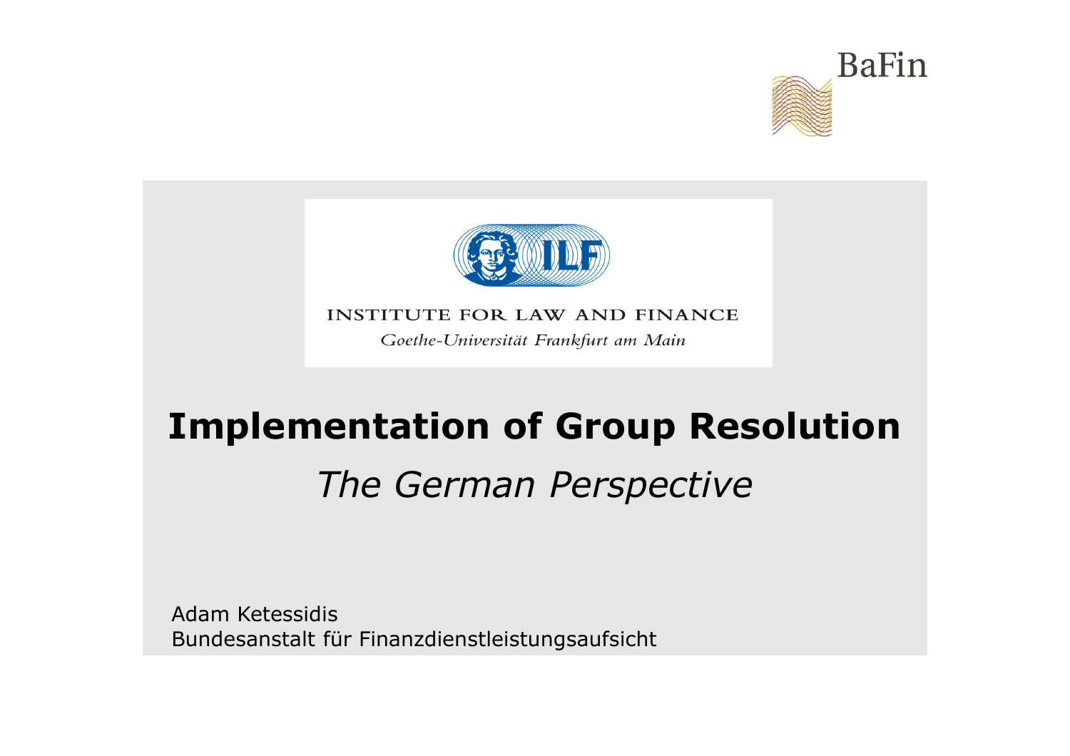BaFin

INSTITUTE FOR LAW AND FINANCE

*Goethe-Universität Frankfurt am Main*

# Implementation of Group Resolution

## *The German Perspective*

Adam Ketessidis
Bundesanstalt für Finanzdienstleistungsaufsicht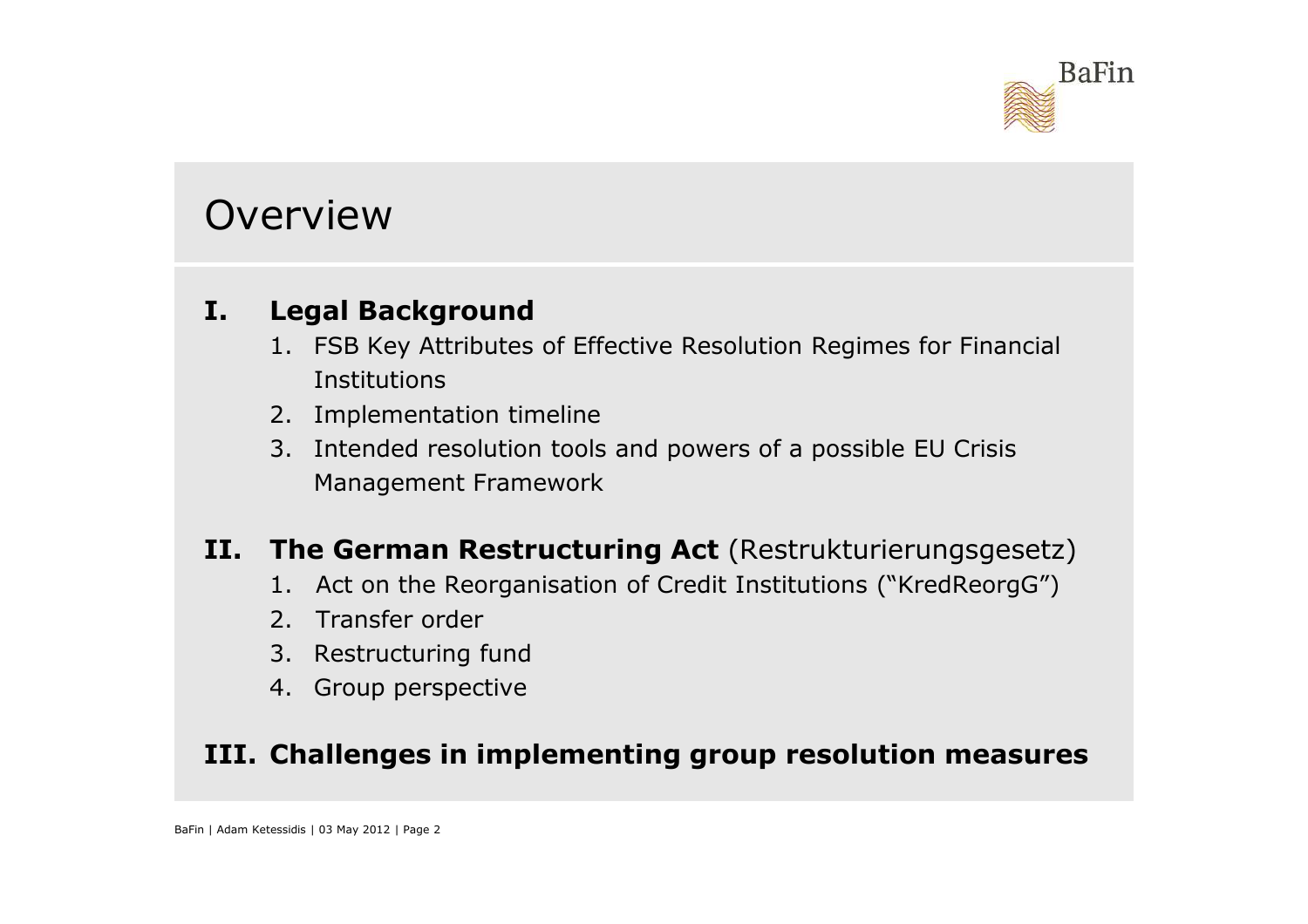# Overview

## I. Legal Background

1. FSB Key Attributes of Effective Resolution Regimes for Financial Institutions
2. Implementation timeline
3. Intended resolution tools and powers of a possible EU Crisis Management Framework

## II. The German Restructuring Act (Restrukturierungsgesetz)

1. Act on the Reorganisation of Credit Institutions ("KredReorgG")
2. Transfer order
3. Restructuring fund
4. Group perspective

## III. Challenges in implementing group resolution measures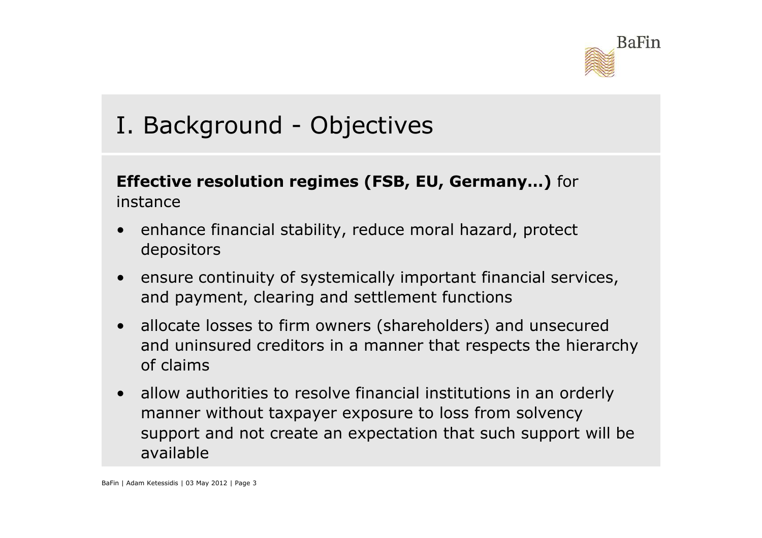# I. Background - Objectives

**Effective resolution regimes (FSB, EU, Germany…)** for instance

- enhance financial stability, reduce moral hazard, protect depositors
- ensure continuity of systemically important financial services, and payment, clearing and settlement functions
- allocate losses to firm owners (shareholders) and unsecured and uninsured creditors in a manner that respects the hierarchy of claims
- allow authorities to resolve financial institutions in an orderly manner without taxpayer exposure to loss from solvency support and not create an expectation that such support will be available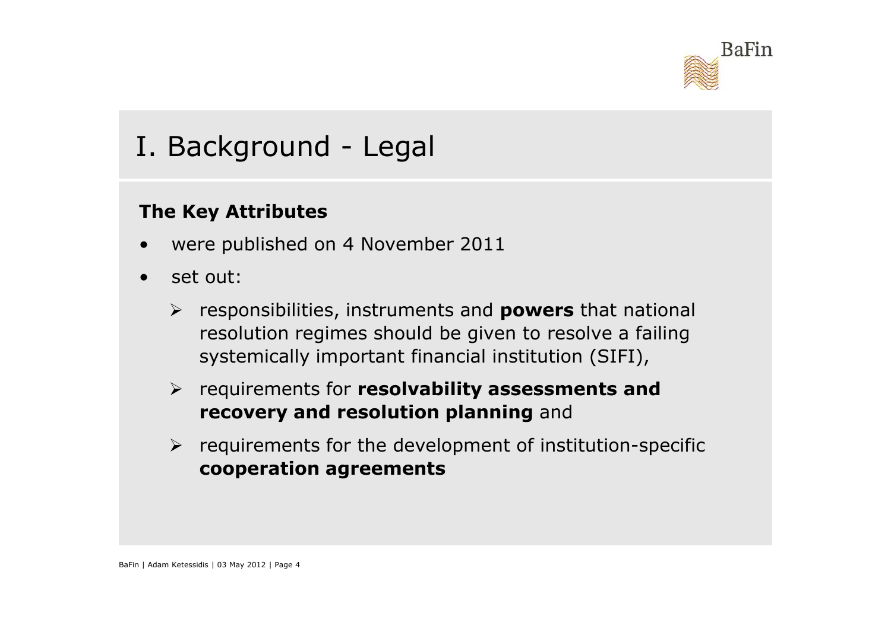# I. Background - Legal

**The Key Attributes**

- were published on 4 November 2011
- set out:
  - responsibilities, instruments and **powers** that national resolution regimes should be given to resolve a failing systemically important financial institution (SIFI),
  - requirements for **resolvability assessments and recovery and resolution planning** and
  - requirements for the development of institution-specific **cooperation agreements**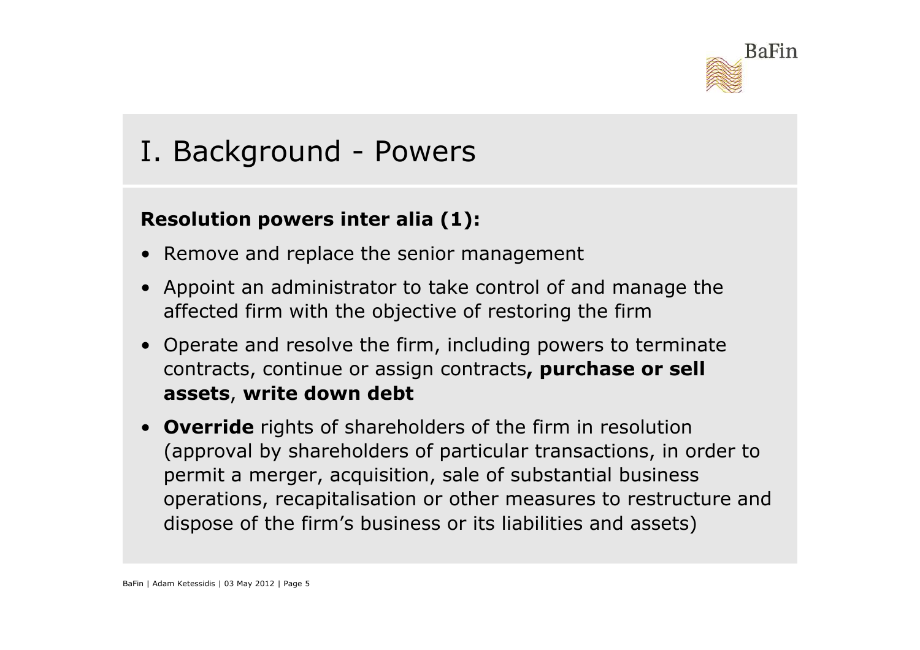# I. Background - Powers

**Resolution powers inter alia (1):**

- Remove and replace the senior management
- Appoint an administrator to take control of and manage the affected firm with the objective of restoring the firm
- Operate and resolve the firm, including powers to terminate contracts, continue or assign contracts**, purchase or sell assets**, **write down debt**
- **Override** rights of shareholders of the firm in resolution (approval by shareholders of particular transactions, in order to permit a merger, acquisition, sale of substantial business operations, recapitalisation or other measures to restructure and dispose of the firm's business or its liabilities and assets)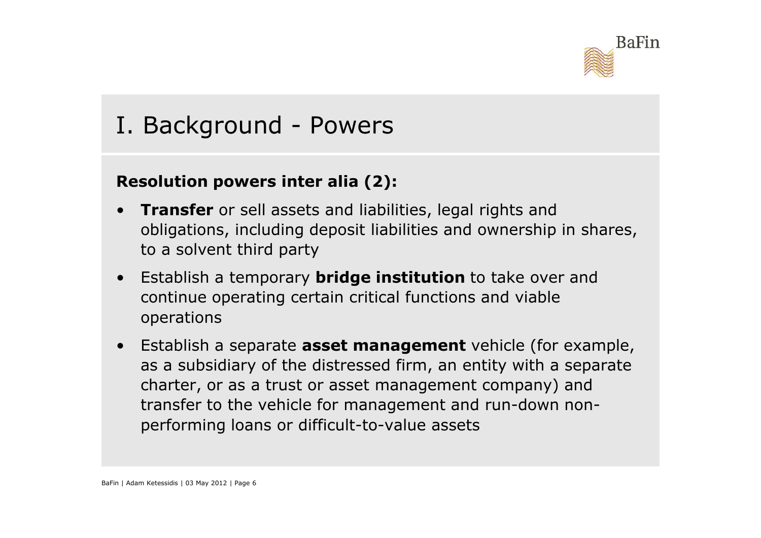# I. Background - Powers

**Resolution powers inter alia (2):**

- **Transfer** or sell assets and liabilities, legal rights and obligations, including deposit liabilities and ownership in shares, to a solvent third party
- Establish a temporary **bridge institution** to take over and continue operating certain critical functions and viable operations
- Establish a separate **asset management** vehicle (for example, as a subsidiary of the distressed firm, an entity with a separate charter, or as a trust or asset management company) and transfer to the vehicle for management and run-down non-performing loans or difficult-to-value assets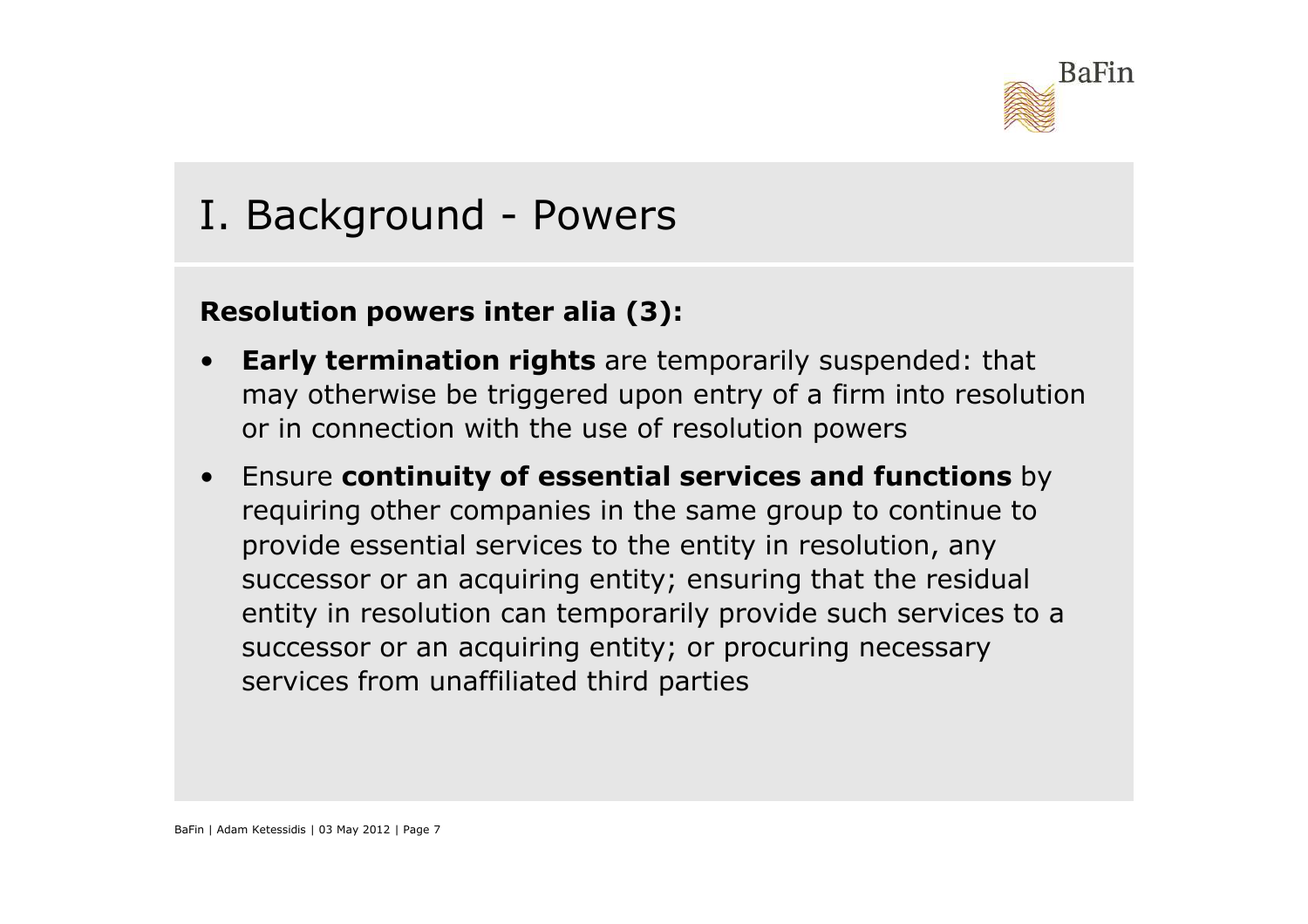# I. Background - Powers

**Resolution powers inter alia (3):**

- **Early termination rights** are temporarily suspended: that may otherwise be triggered upon entry of a firm into resolution or in connection with the use of resolution powers
- Ensure **continuity of essential services and functions** by requiring other companies in the same group to continue to provide essential services to the entity in resolution, any successor or an acquiring entity; ensuring that the residual entity in resolution can temporarily provide such services to a successor or an acquiring entity; or procuring necessary services from unaffiliated third parties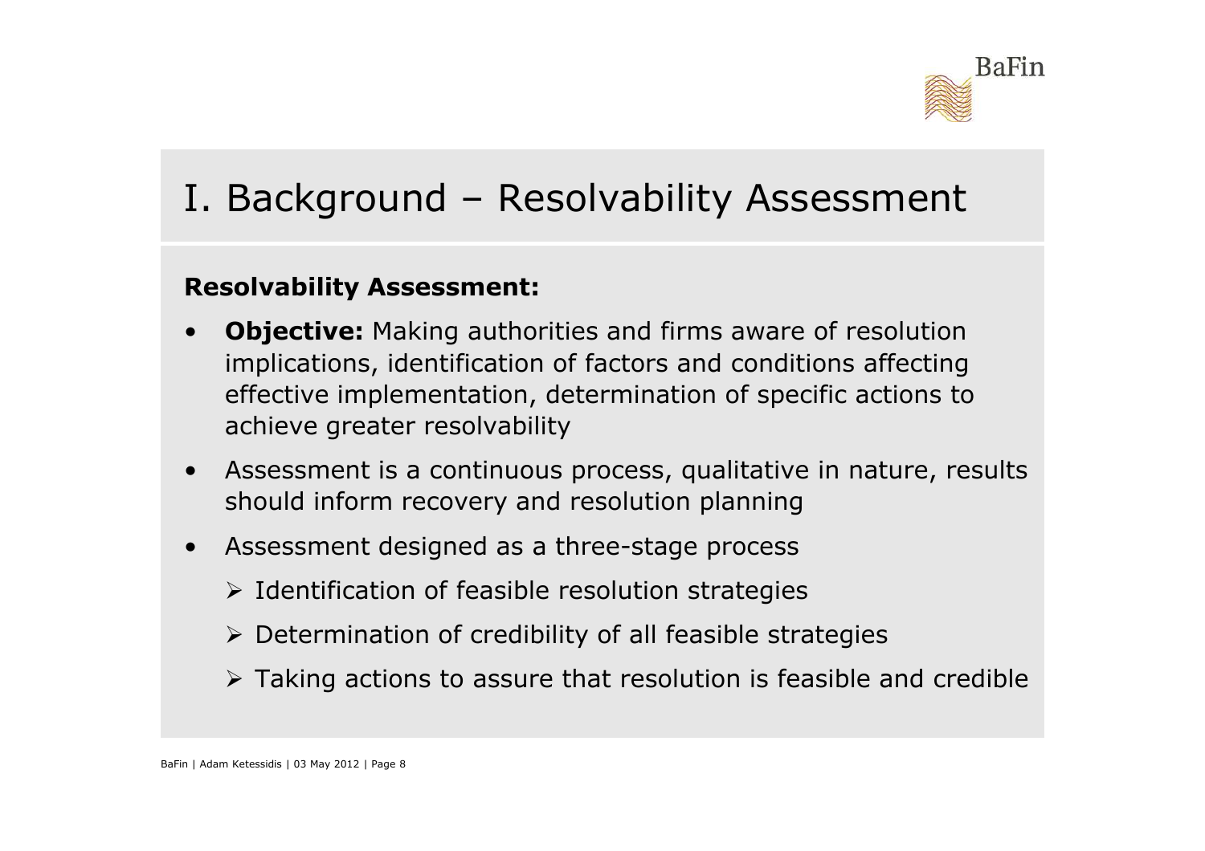# I. Background – Resolvability Assessment

**Resolvability Assessment:**

- **Objective:** Making authorities and firms aware of resolution implications, identification of factors and conditions affecting effective implementation, determination of specific actions to achieve greater resolvability
- Assessment is a continuous process, qualitative in nature, results should inform recovery and resolution planning
- Assessment designed as a three-stage process
  - Identification of feasible resolution strategies
  - Determination of credibility of all feasible strategies
  - Taking actions to assure that resolution is feasible and credible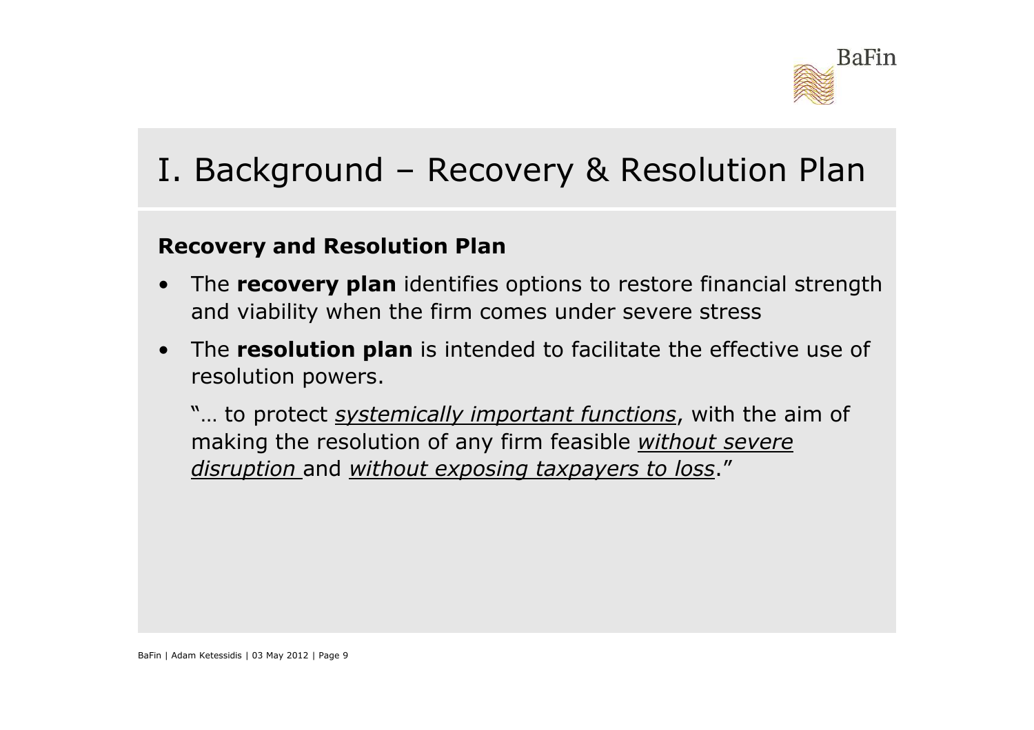# I. Background – Recovery & Resolution Plan

**Recovery and Resolution Plan**

- The **recovery plan** identifies options to restore financial strength and viability when the firm comes under severe stress
- The **resolution plan** is intended to facilitate the effective use of resolution powers.

  "… to protect *<u>systemically important functions</u>*, with the aim of making the resolution of any firm feasible *<u>without severe disruption</u>* and *<u>without exposing taxpayers to loss</u>*."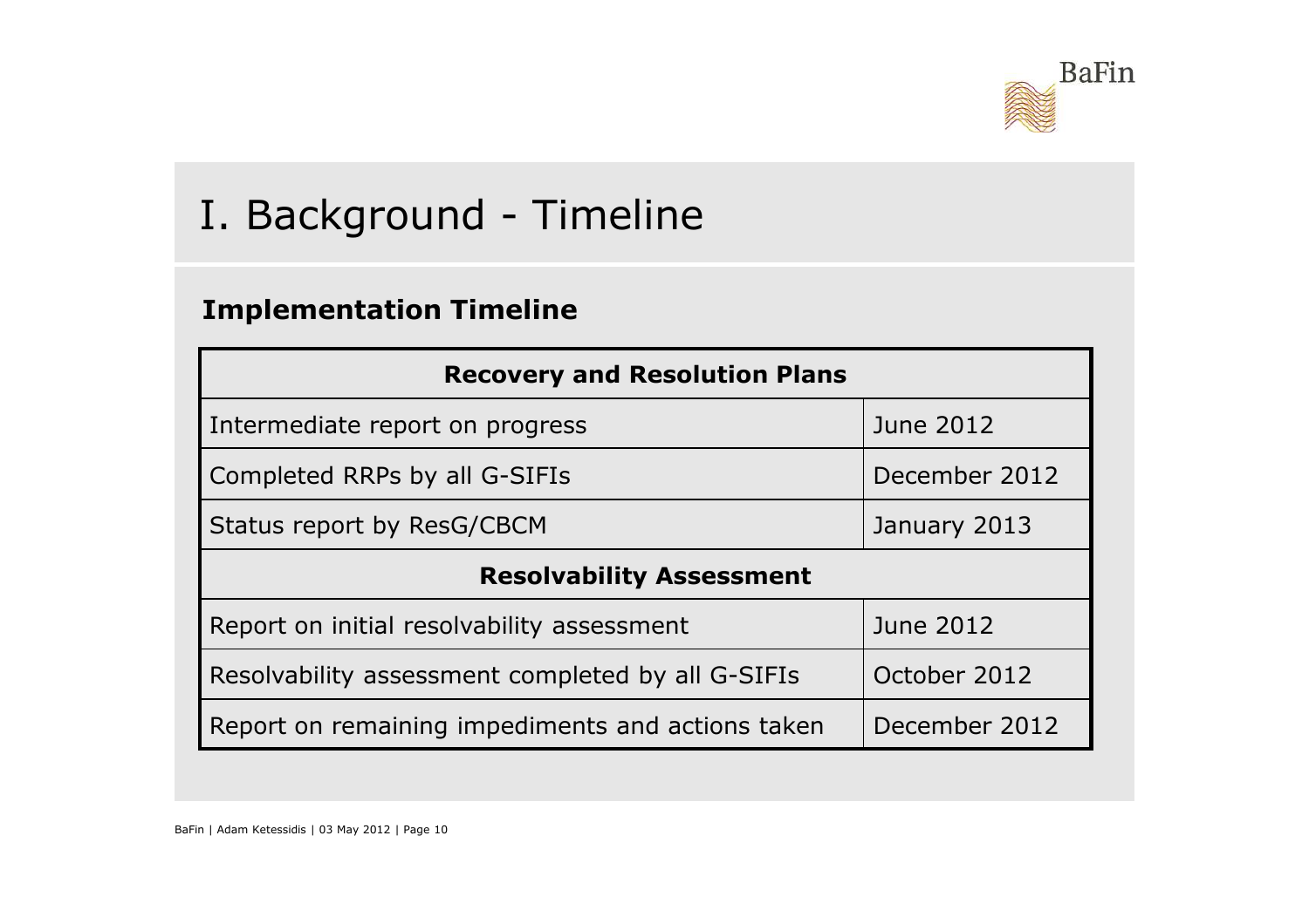# I. Background - Timeline

## Implementation Timeline

| **Recovery and Resolution Plans** | |
|---|---|
| Intermediate report on progress | June 2012 |
| Completed RRPs by all G-SIFIs | December 2012 |
| Status report by ResG/CBCM | January 2013 |
| **Resolvability Assessment** | |
| Report on initial resolvability assessment | June 2012 |
| Resolvability assessment completed by all G-SIFIs | October 2012 |
| Report on remaining impediments and actions taken | December 2012 |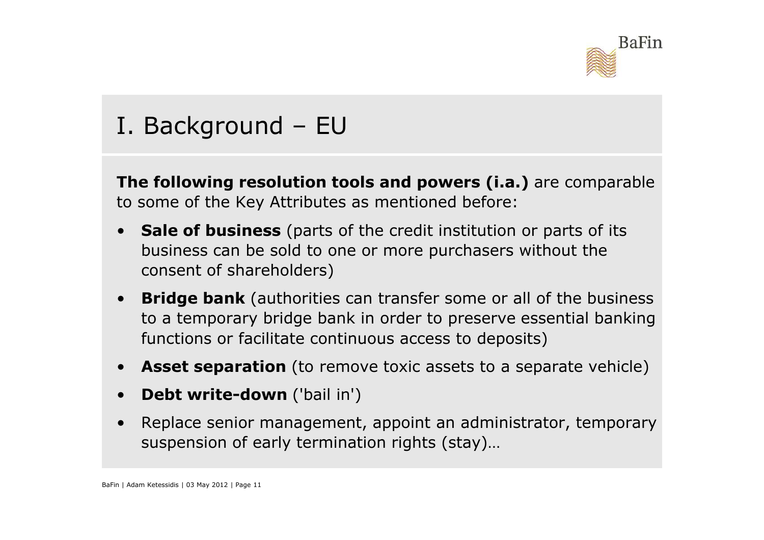# I. Background – EU

**The following resolution tools and powers (i.a.)** are comparable to some of the Key Attributes as mentioned before:

- **Sale of business** (parts of the credit institution or parts of its business can be sold to one or more purchasers without the consent of shareholders)
- **Bridge bank** (authorities can transfer some or all of the business to a temporary bridge bank in order to preserve essential banking functions or facilitate continuous access to deposits)
- **Asset separation** (to remove toxic assets to a separate vehicle)
- **Debt write-down** ('bail in')
- Replace senior management, appoint an administrator, temporary suspension of early termination rights (stay)…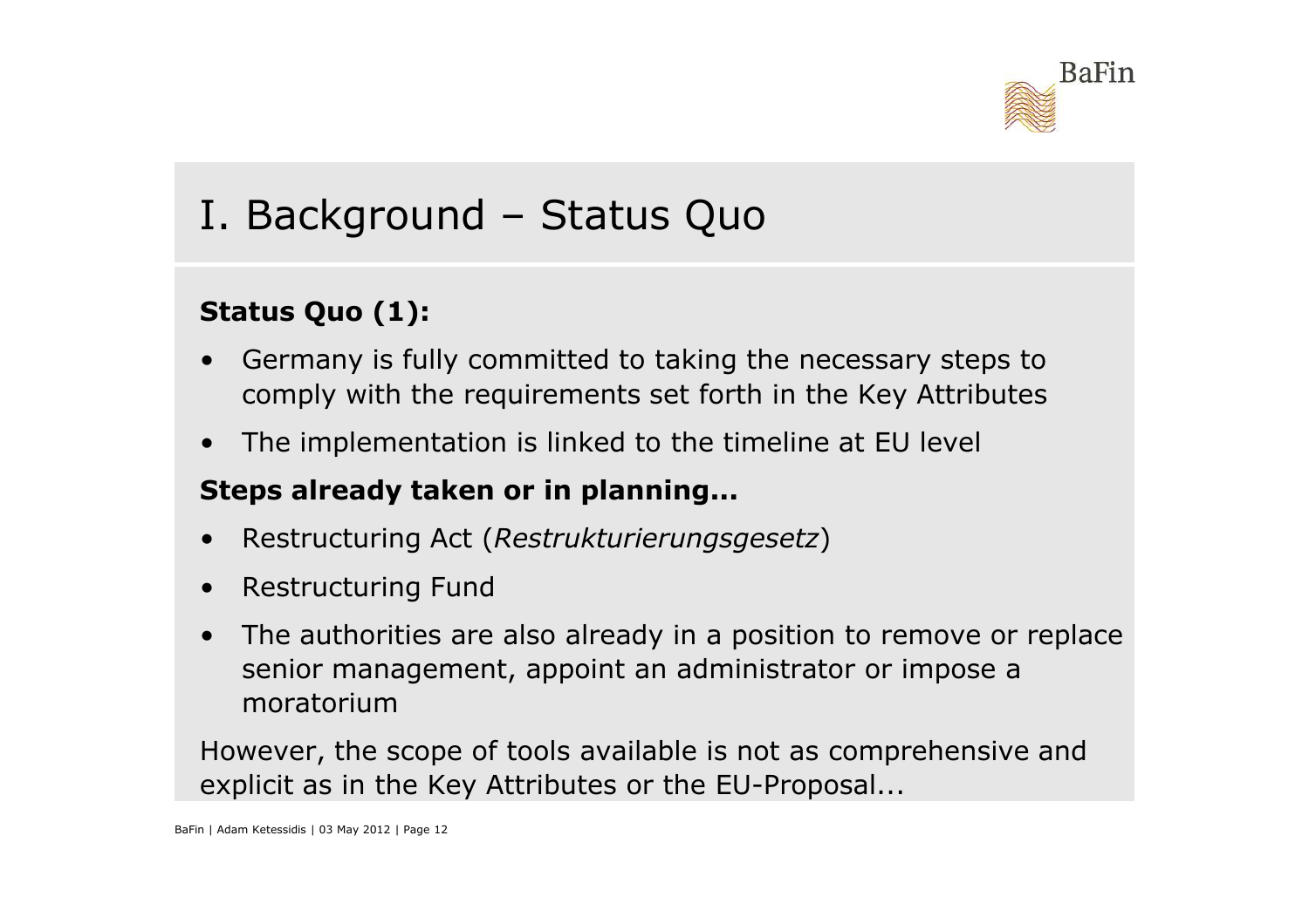# I. Background – Status Quo

**Status Quo (1):**

- Germany is fully committed to taking the necessary steps to comply with the requirements set forth in the Key Attributes
- The implementation is linked to the timeline at EU level

**Steps already taken or in planning...**

- Restructuring Act (*Restrukturierungsgesetz*)
- Restructuring Fund
- The authorities are also already in a position to remove or replace senior management, appoint an administrator or impose a moratorium

However, the scope of tools available is not as comprehensive and explicit as in the Key Attributes or the EU-Proposal...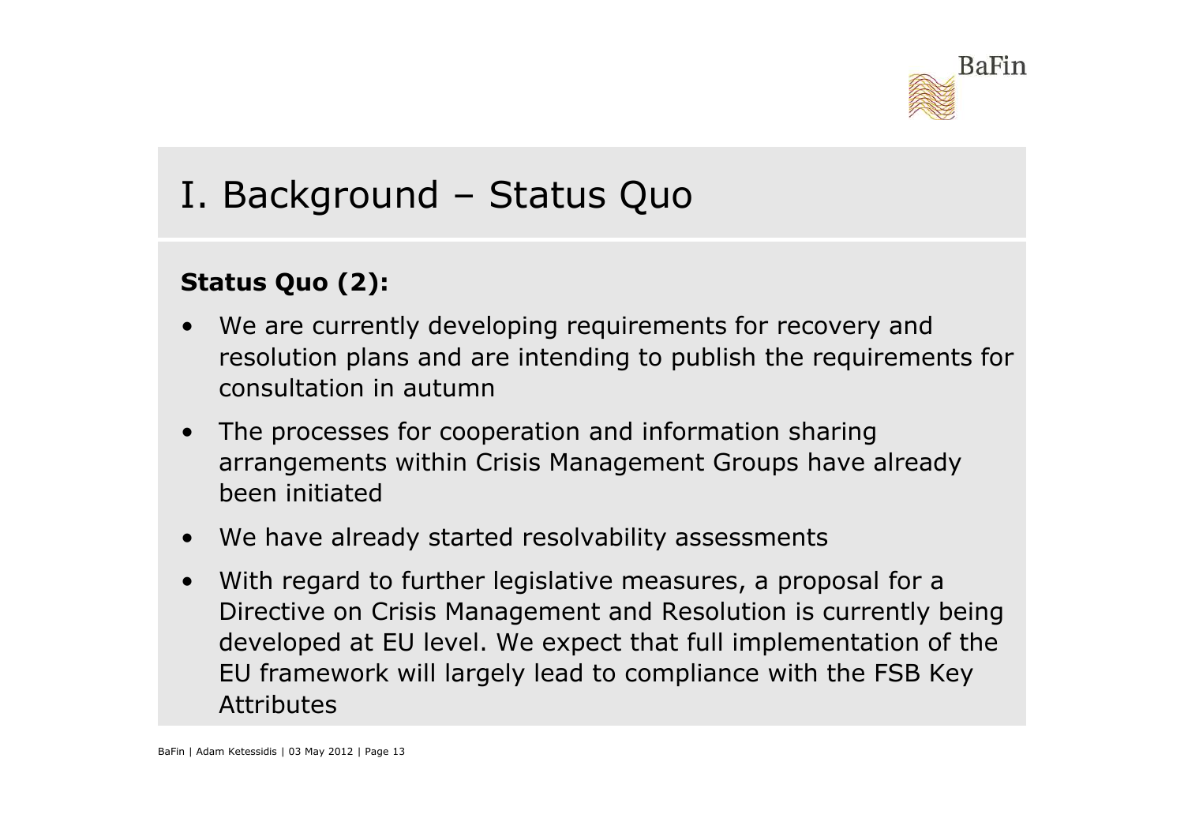# I. Background – Status Quo

**Status Quo (2):**

- We are currently developing requirements for recovery and resolution plans and are intending to publish the requirements for consultation in autumn
- The processes for cooperation and information sharing arrangements within Crisis Management Groups have already been initiated
- We have already started resolvability assessments
- With regard to further legislative measures, a proposal for a Directive on Crisis Management and Resolution is currently being developed at EU level. We expect that full implementation of the EU framework will largely lead to compliance with the FSB Key Attributes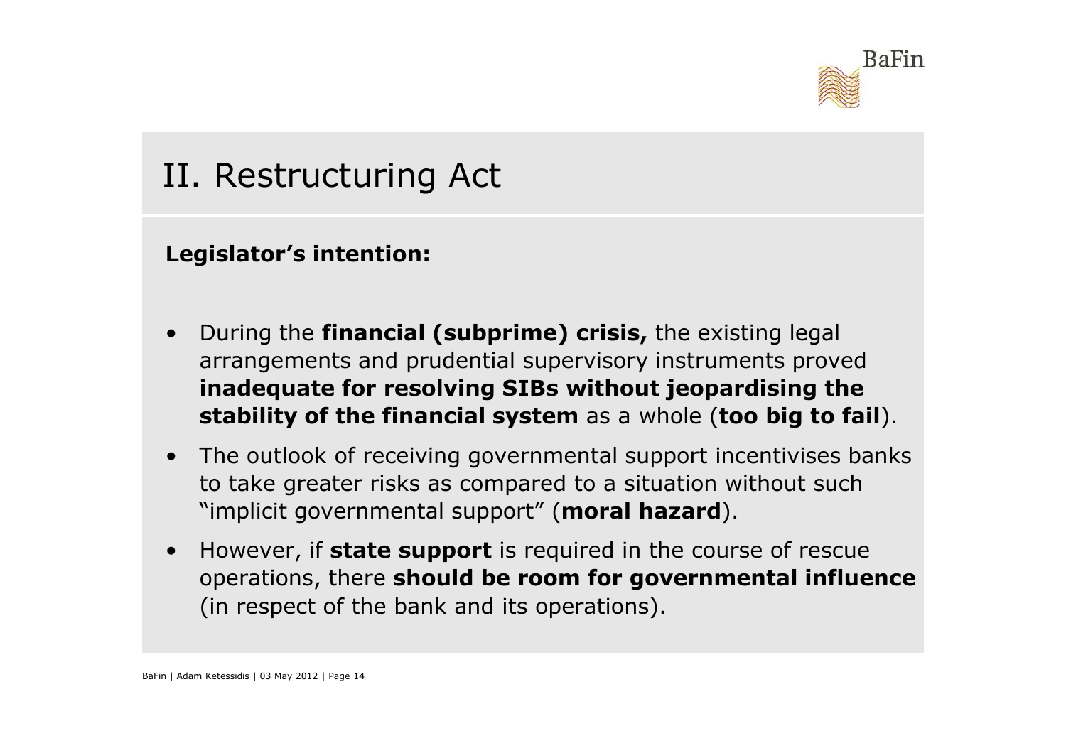# II. Restructuring Act

**Legislator's intention:**

- During the **financial (subprime) crisis,** the existing legal arrangements and prudential supervisory instruments proved **inadequate for resolving SIBs without jeopardising the stability of the financial system** as a whole (**too big to fail**).
- The outlook of receiving governmental support incentivises banks to take greater risks as compared to a situation without such "implicit governmental support" (**moral hazard**).
- However, if **state support** is required in the course of rescue operations, there **should be room for governmental influence** (in respect of the bank and its operations).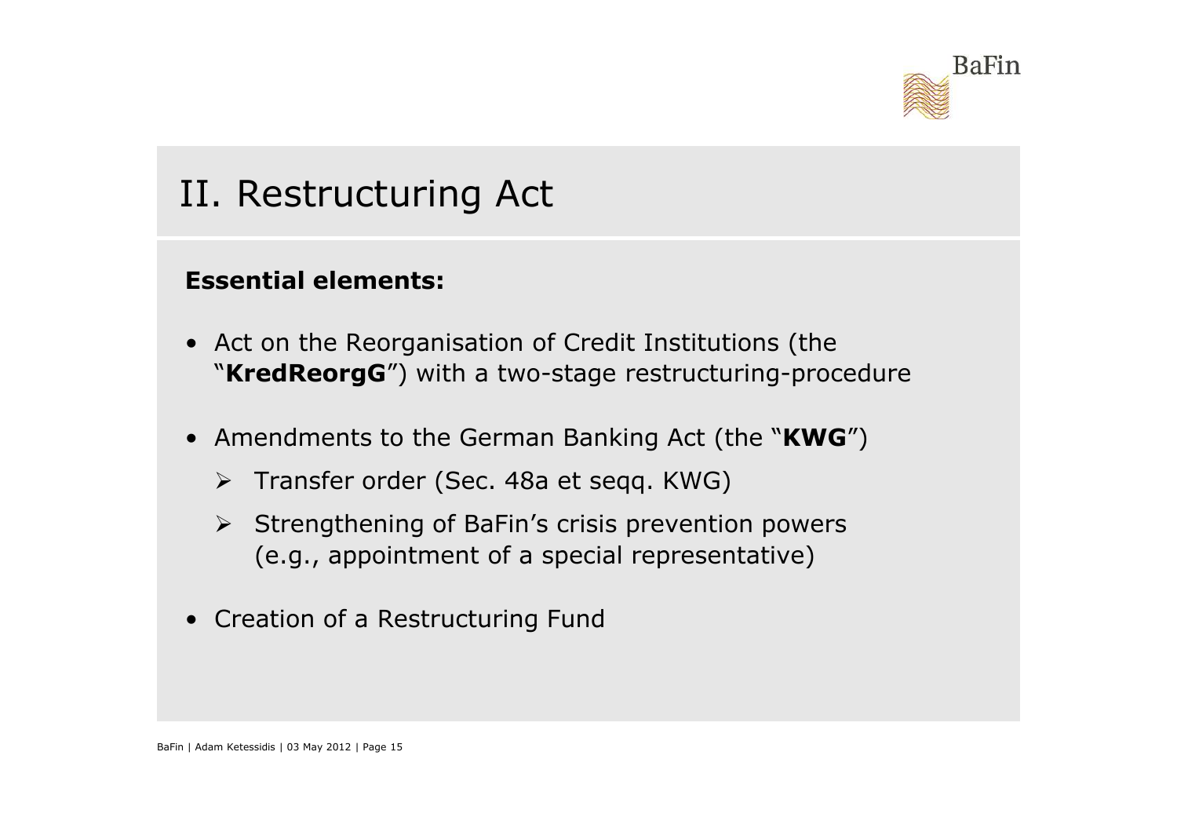# II. Restructuring Act

**Essential elements:**

- Act on the Reorganisation of Credit Institutions (the "**KredReorgG**") with a two-stage restructuring-procedure
- Amendments to the German Banking Act (the "**KWG**")
  - Transfer order (Sec. 48a et seqq. KWG)
  - Strengthening of BaFin's crisis prevention powers (e.g., appointment of a special representative)
- Creation of a Restructuring Fund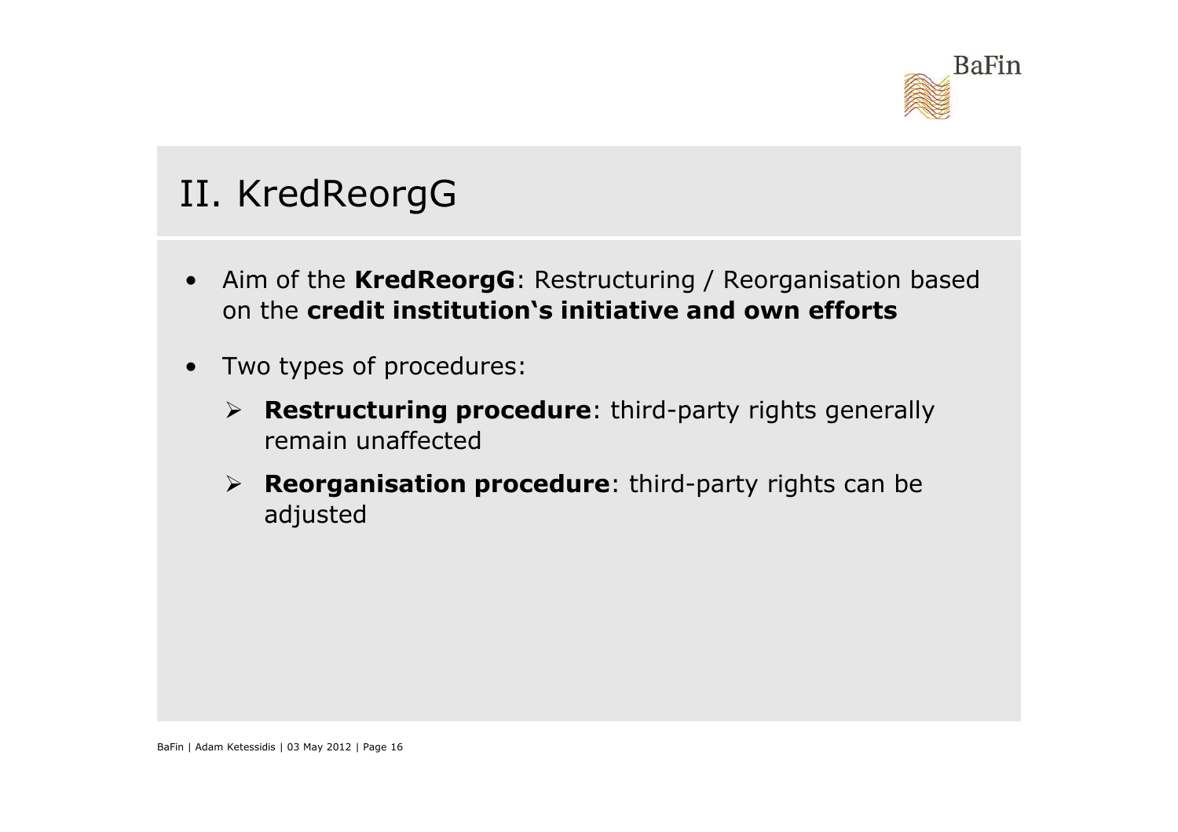# II. KredReorgG

- Aim of the **KredReorgG**: Restructuring / Reorganisation based on the **credit institution's initiative and own efforts**
- Two types of procedures:
  - **Restructuring procedure**: third-party rights generally remain unaffected
  - **Reorganisation procedure**: third-party rights can be adjusted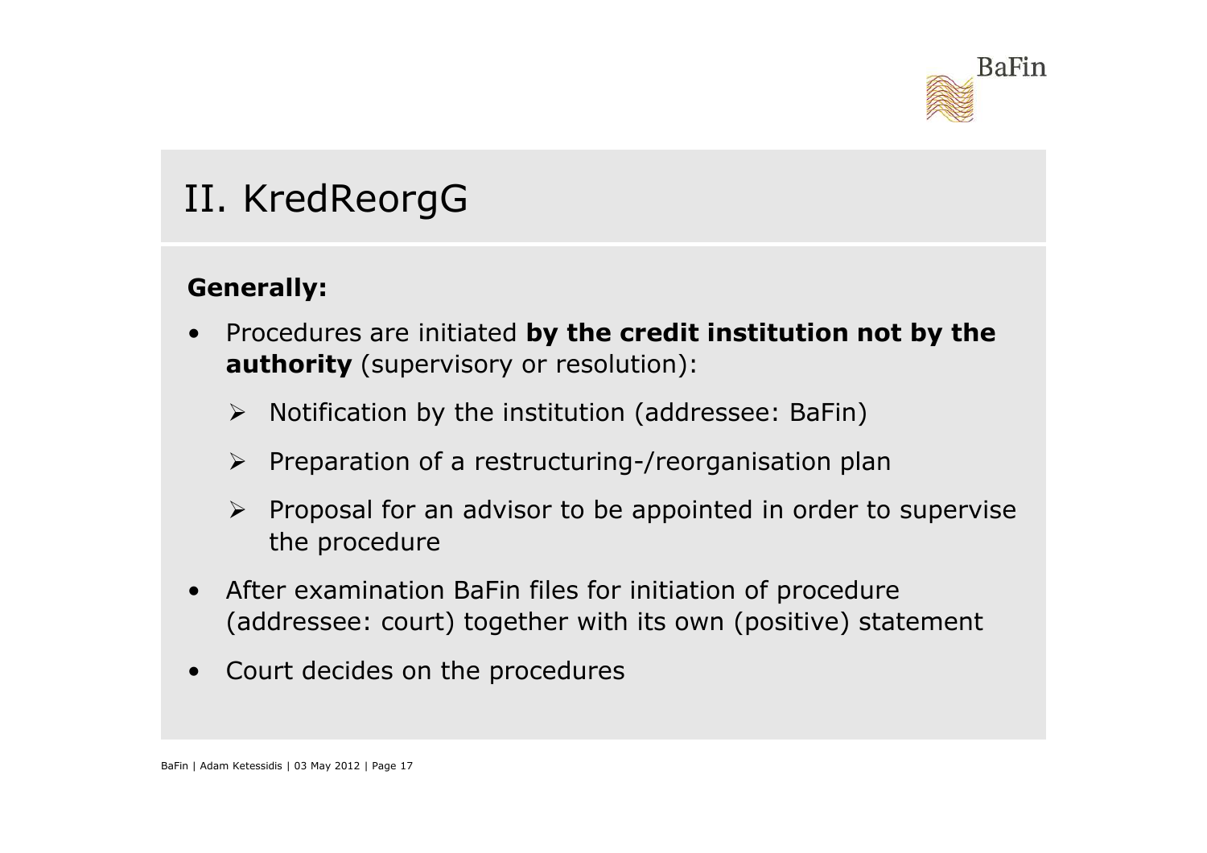# II. KredReorgG

**Generally:**

- Procedures are initiated **by the credit institution not by the authority** (supervisory or resolution):
  - Notification by the institution (addressee: BaFin)
  - Preparation of a restructuring-/reorganisation plan
  - Proposal for an advisor to be appointed in order to supervise the procedure
- After examination BaFin files for initiation of procedure (addressee: court) together with its own (positive) statement
- Court decides on the procedures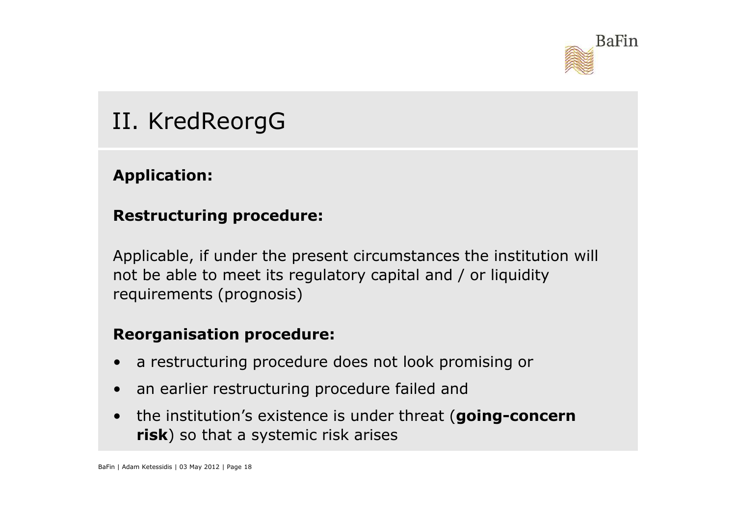# II. KredReorgG

**Application:**

**Restructuring procedure:**

Applicable, if under the present circumstances the institution will not be able to meet its regulatory capital and / or liquidity requirements (prognosis)

**Reorganisation procedure:**

- a restructuring procedure does not look promising or
- an earlier restructuring procedure failed and
- the institution's existence is under threat (**going-concern risk**) so that a systemic risk arises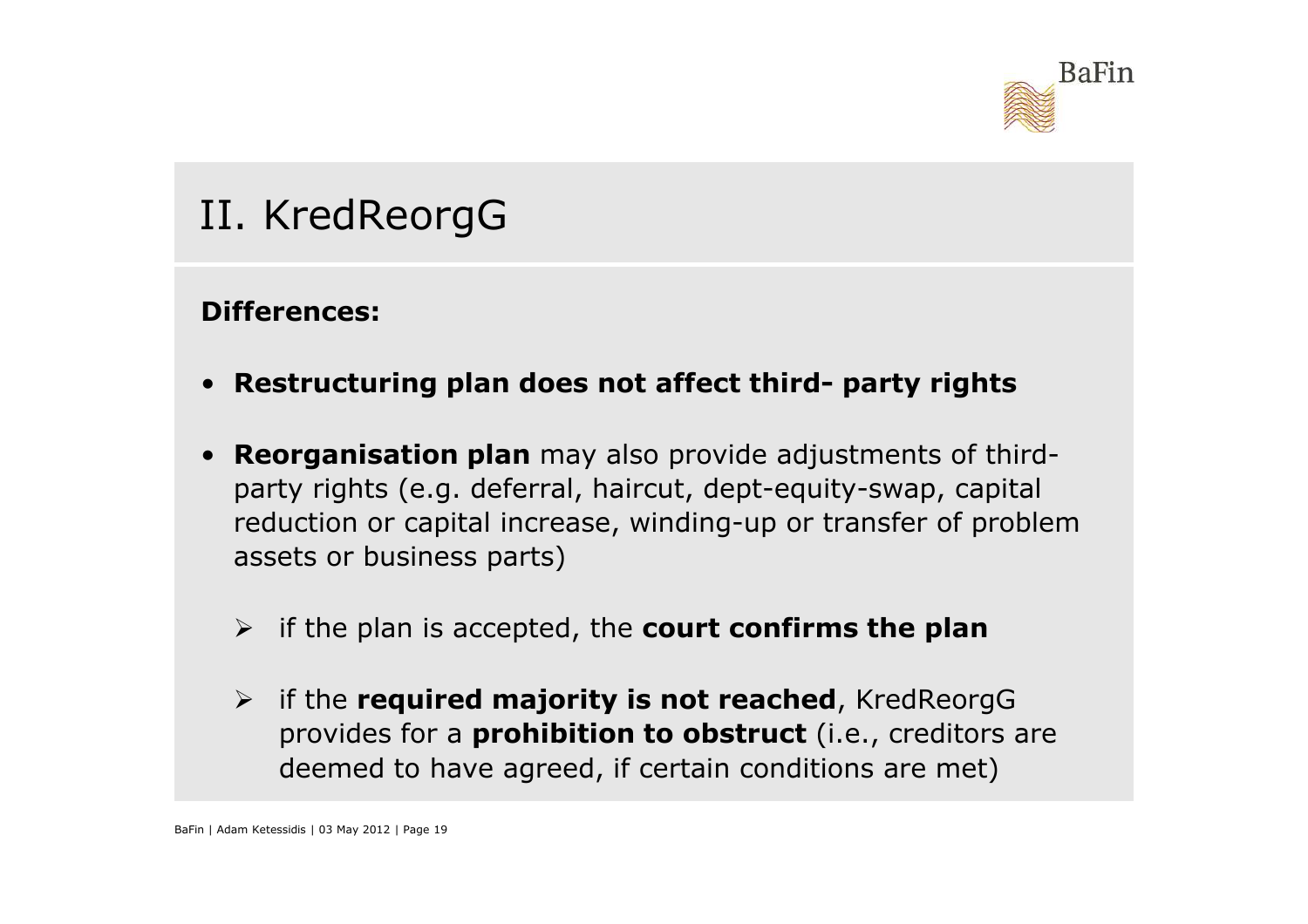# II. KredReorgG

**Differences:**

- **Restructuring plan does not affect third- party rights**
- **Reorganisation plan** may also provide adjustments of third-party rights (e.g. deferral, haircut, dept-equity-swap, capital reduction or capital increase, winding-up or transfer of problem assets or business parts)
  - if the plan is accepted, the **court confirms the plan**
  - if the **required majority is not reached**, KredReorgG provides for a **prohibition to obstruct** (i.e., creditors are deemed to have agreed, if certain conditions are met)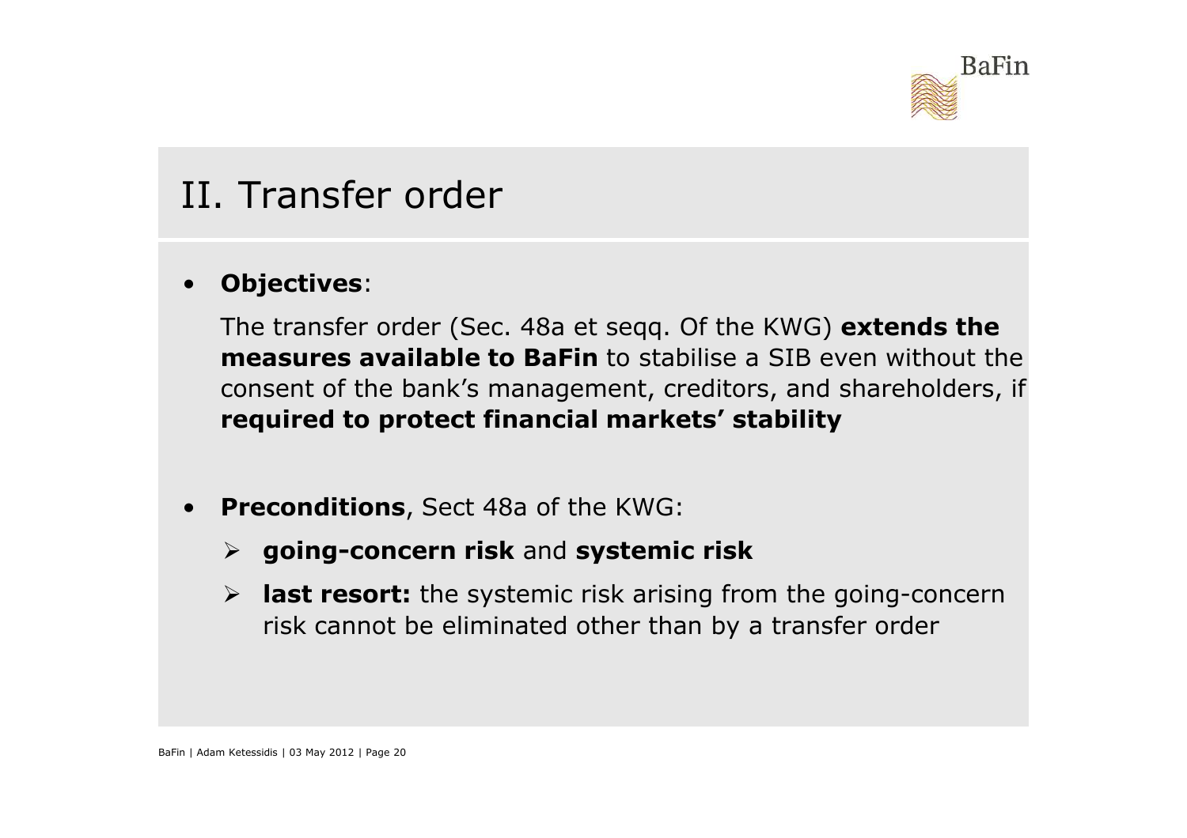# II. Transfer order

- **Objectives**:

  The transfer order (Sec. 48a et seqq. Of the KWG) **extends the measures available to BaFin** to stabilise a SIB even without the consent of the bank's management, creditors, and shareholders, if **required to protect financial markets' stability**

- **Preconditions**, Sect 48a of the KWG:
  - **going-concern risk** and **systemic risk**
  - **last resort:** the systemic risk arising from the going-concern risk cannot be eliminated other than by a transfer order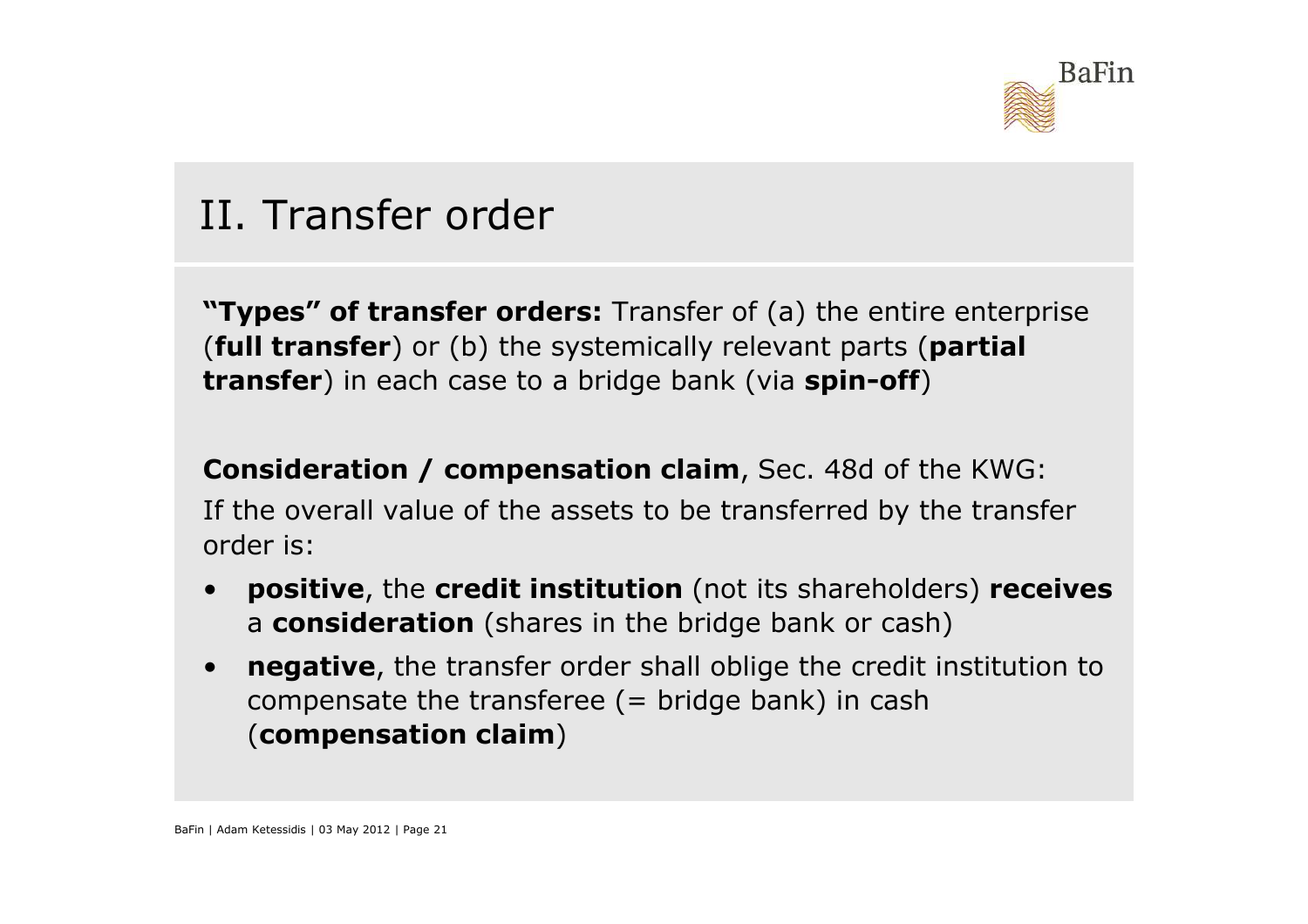# II. Transfer order

**"Types" of transfer orders:** Transfer of (a) the entire enterprise (**full transfer**) or (b) the systemically relevant parts (**partial transfer**) in each case to a bridge bank (via **spin-off**)

**Consideration / compensation claim**, Sec. 48d of the KWG:

If the overall value of the assets to be transferred by the transfer order is:

- **positive**, the **credit institution** (not its shareholders) **receives** a **consideration** (shares in the bridge bank or cash)
- **negative**, the transfer order shall oblige the credit institution to compensate the transferee (= bridge bank) in cash (**compensation claim**)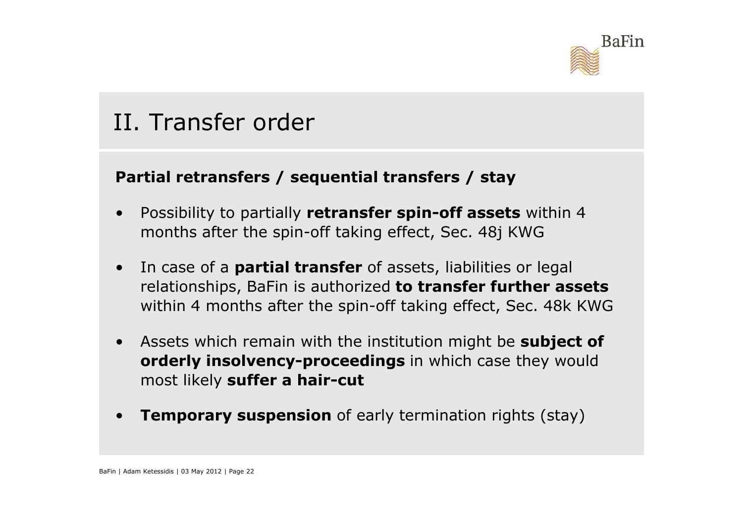# II. Transfer order

**Partial retransfers / sequential transfers / stay**

- Possibility to partially **retransfer spin-off assets** within 4 months after the spin-off taking effect, Sec. 48j KWG
- In case of a **partial transfer** of assets, liabilities or legal relationships, BaFin is authorized **to transfer further assets** within 4 months after the spin-off taking effect, Sec. 48k KWG
- Assets which remain with the institution might be **subject of orderly insolvency-proceedings** in which case they would most likely **suffer a hair-cut**
- **Temporary suspension** of early termination rights (stay)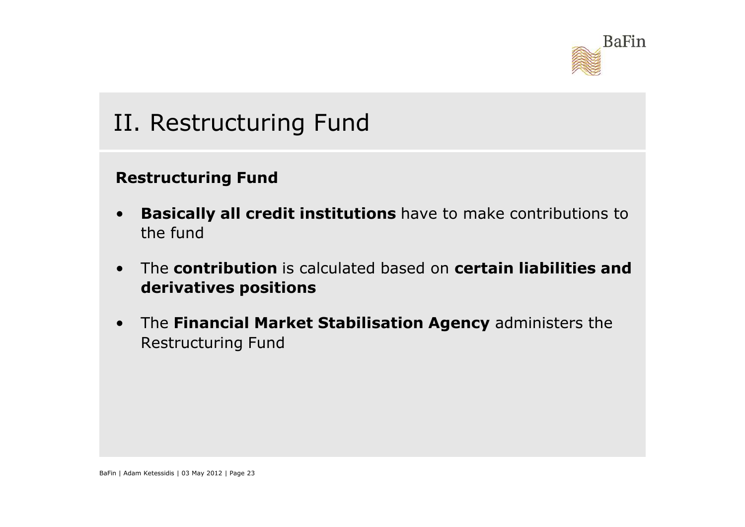# II. Restructuring Fund

**Restructuring Fund**

- **Basically all credit institutions** have to make contributions to the fund
- The **contribution** is calculated based on **certain liabilities and derivatives positions**
- The **Financial Market Stabilisation Agency** administers the Restructuring Fund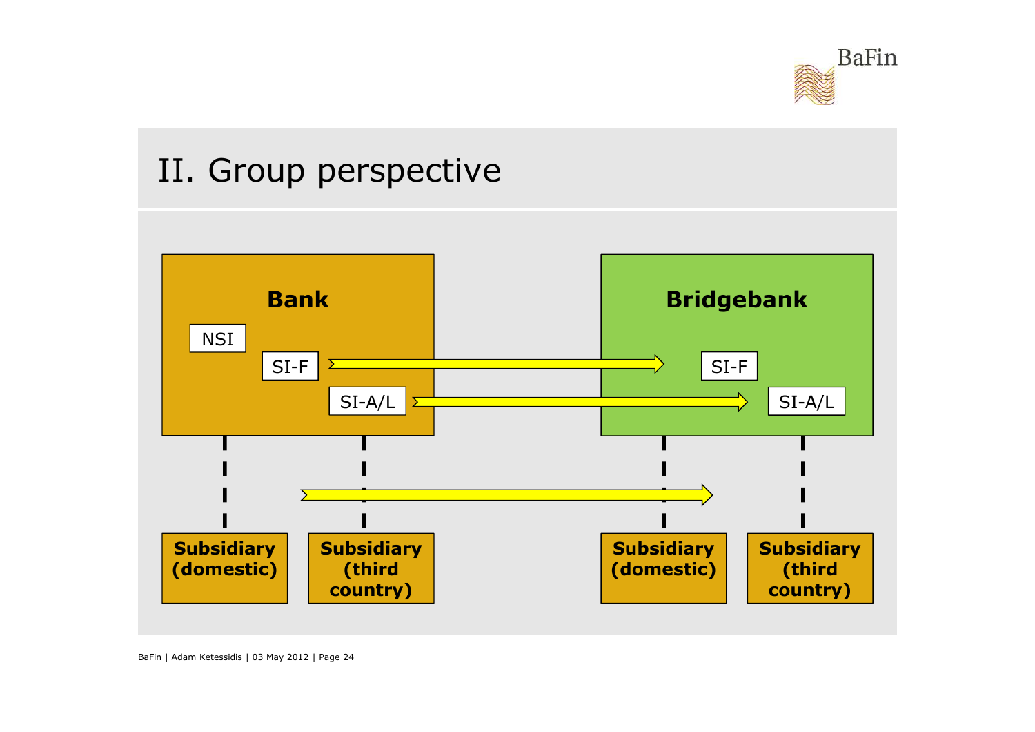# II. Group perspective

**Bank**

NSI

SI-F

SI-A/L

**Bridgebank**

SI-F

SI-A/L

**Subsidiary (domestic)**

**Subsidiary (third country)**

**Subsidiary (domestic)**

**Subsidiary (third country)**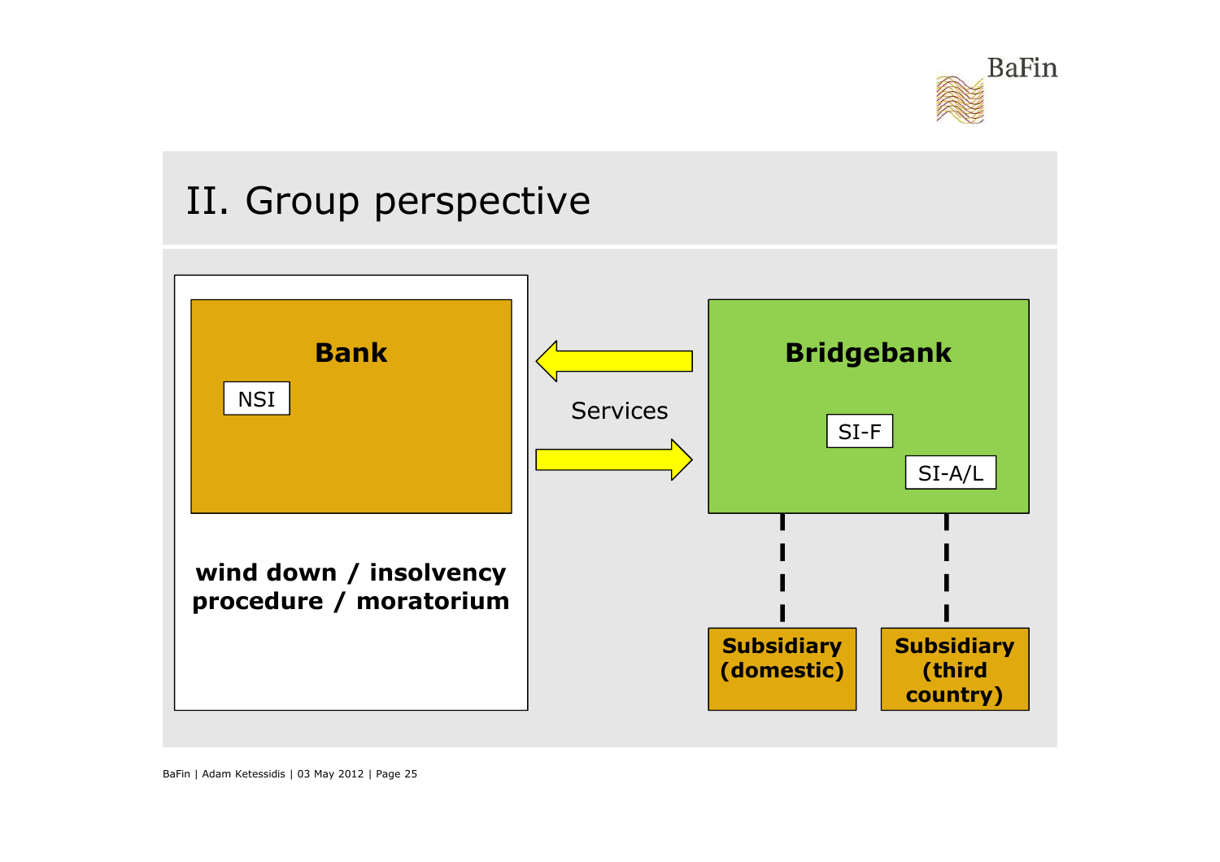# II. Group perspective

**Bank**

NSI

**wind down / insolvency procedure / moratorium**

Services

**Bridgebank**

SI-F

SI-A/L

**Subsidiary (domestic)**

**Subsidiary (third country)**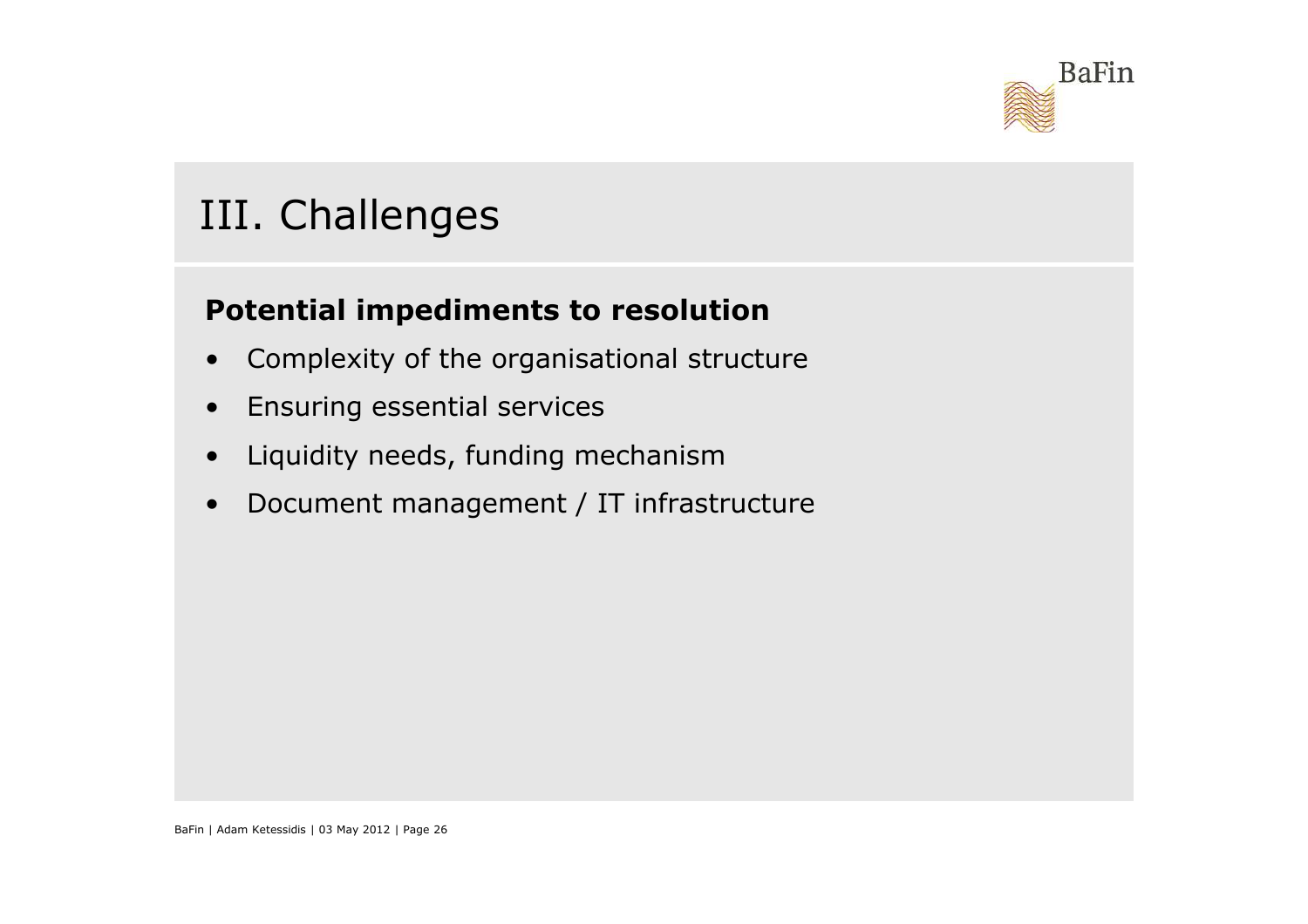# III. Challenges

**Potential impediments to resolution**

- Complexity of the organisational structure
- Ensuring essential services
- Liquidity needs, funding mechanism
- Document management / IT infrastructure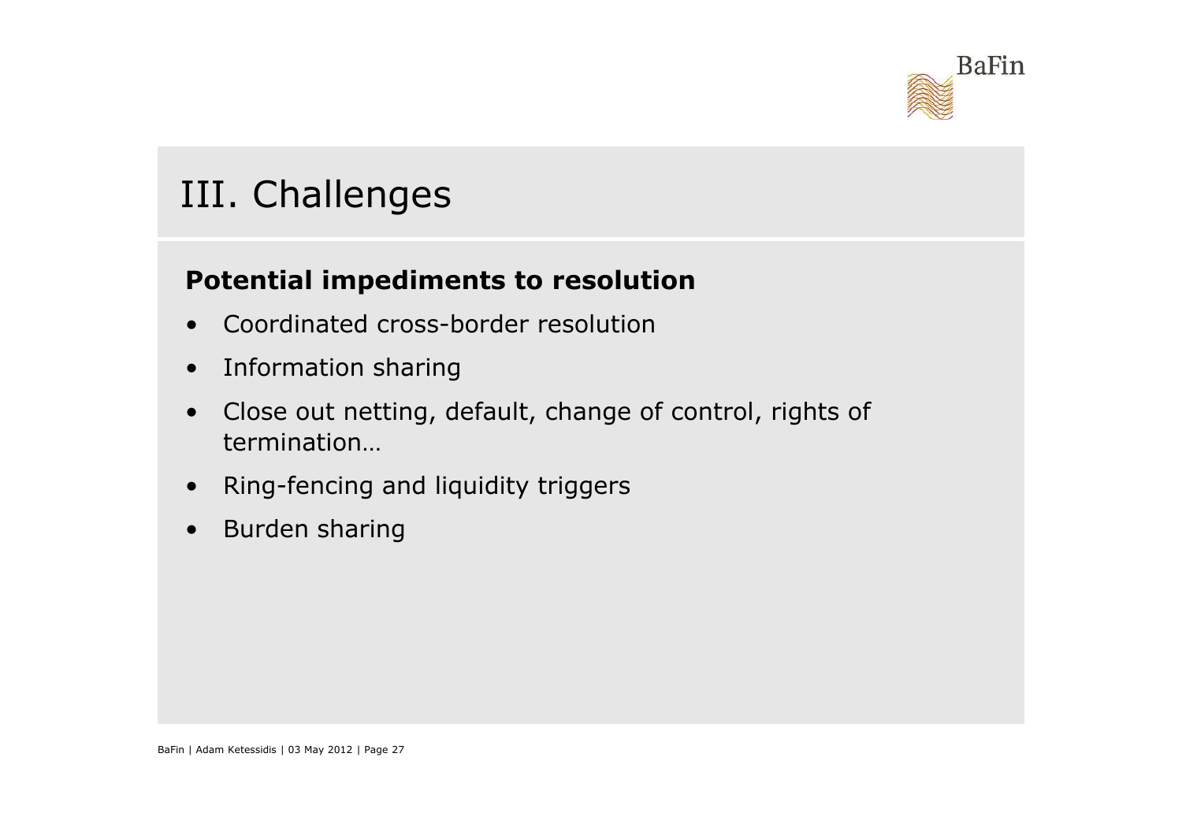# III. Challenges

**Potential impediments to resolution**

- Coordinated cross-border resolution
- Information sharing
- Close out netting, default, change of control, rights of termination…
- Ring-fencing and liquidity triggers
- Burden sharing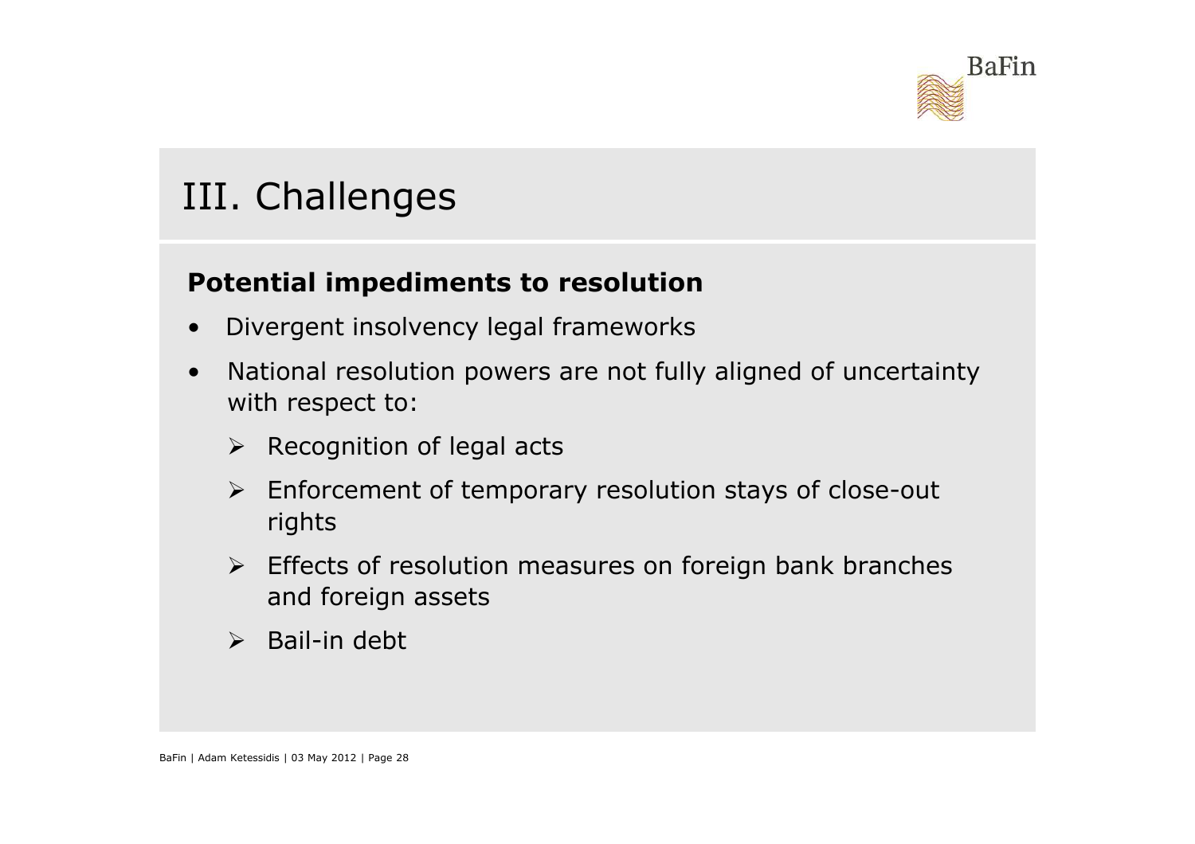# III. Challenges

**Potential impediments to resolution**

- Divergent insolvency legal frameworks
- National resolution powers are not fully aligned of uncertainty with respect to:
  - Recognition of legal acts
  - Enforcement of temporary resolution stays of close-out rights
  - Effects of resolution measures on foreign bank branches and foreign assets
  - Bail-in debt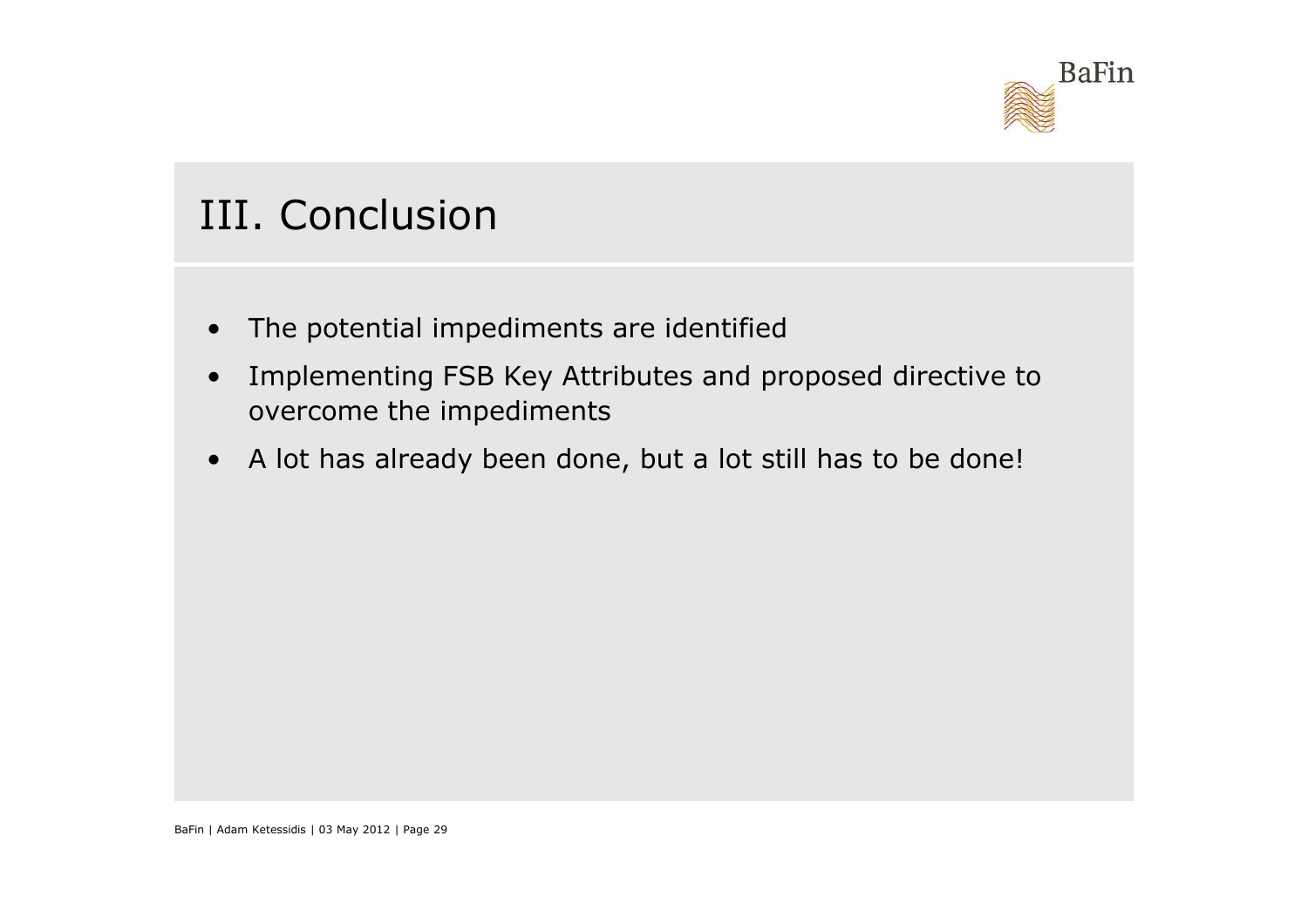# III. Conclusion

- The potential impediments are identified
- Implementing FSB Key Attributes and proposed directive to overcome the impediments
- A lot has already been done, but a lot still has to be done!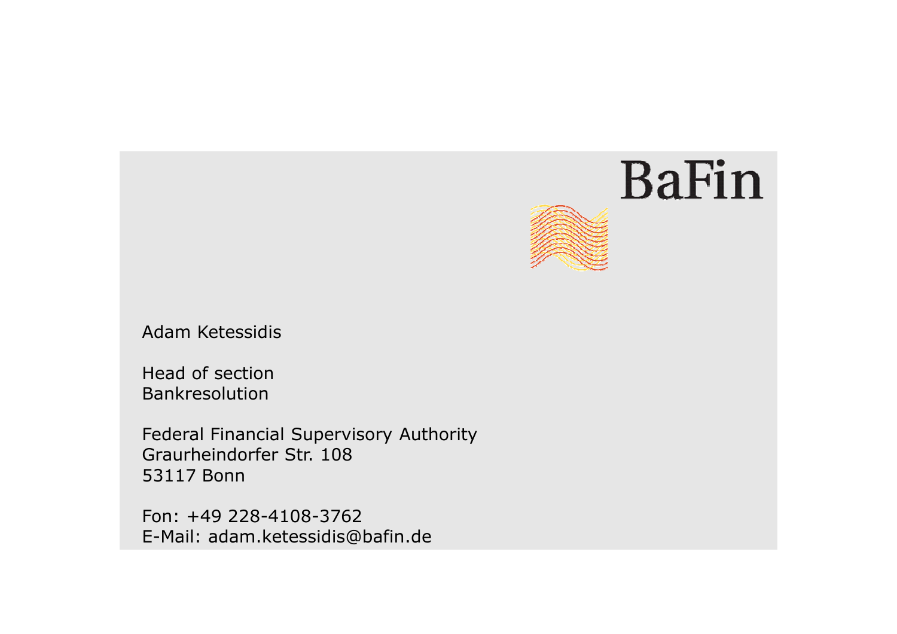BaFin

Adam Ketessidis

Head of section
Bankresolution

Federal Financial Supervisory Authority
Graurheindorfer Str. 108
53117 Bonn

Fon: +49 228-4108-3762
E-Mail: adam.ketessidis@bafin.de